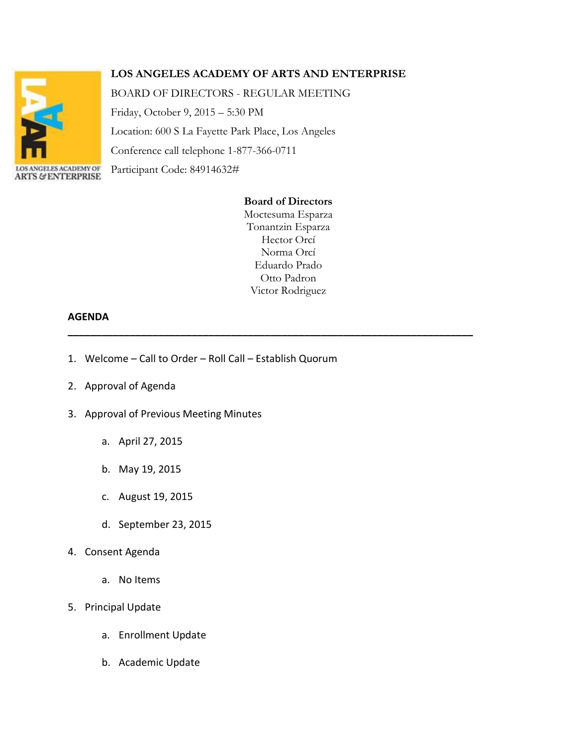# LOS ANGELES ACADEMY OF ARTS AND ENTERPRISE

BOARD OF DIRECTORS - REGULAR MEETING

Friday, October 9, 2015 – 5:30 PM

Location: 600 S La Fayette Park Place, Los Angeles

Conference call telephone 1-877-366-0711

Participant Code: 84914632#

**Board of Directors**

Moctesuma Esparza
Tonantzin Esparza
Hector Orcí
Norma Orcí
Eduardo Prado
Otto Padron
Victor Rodriguez

## AGENDA

---

1. Welcome – Call to Order – Roll Call – Establish Quorum
2. Approval of Agenda
3. Approval of Previous Meeting Minutes
   a. April 27, 2015
   b. May 19, 2015
   c. August 19, 2015
   d. September 23, 2015
4. Consent Agenda
   a. No Items
5. Principal Update
   a. Enrollment Update
   b. Academic Update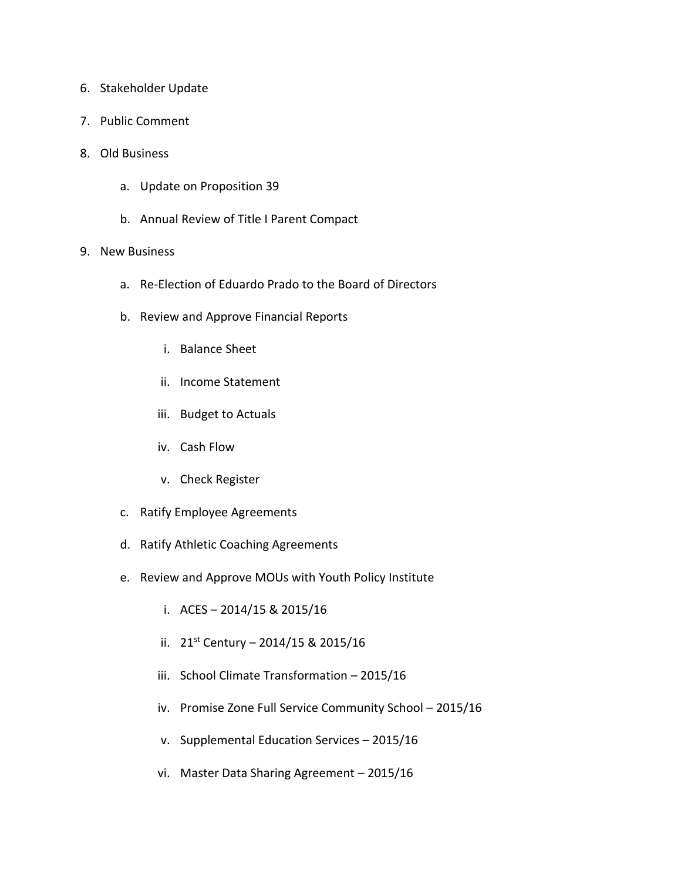6. Stakeholder Update
7. Public Comment
8. Old Business
    a. Update on Proposition 39
    b. Annual Review of Title I Parent Compact
9. New Business
    a. Re-Election of Eduardo Prado to the Board of Directors
    b. Review and Approve Financial Reports
        i. Balance Sheet
        ii. Income Statement
        iii. Budget to Actuals
        iv. Cash Flow
        v. Check Register
    c. Ratify Employee Agreements
    d. Ratify Athletic Coaching Agreements
    e. Review and Approve MOUs with Youth Policy Institute
        i. ACES – 2014/15 & 2015/16
        ii. 21st Century – 2014/15 & 2015/16
        iii. School Climate Transformation – 2015/16
        iv. Promise Zone Full Service Community School – 2015/16
        v. Supplemental Education Services – 2015/16
        vi. Master Data Sharing Agreement – 2015/16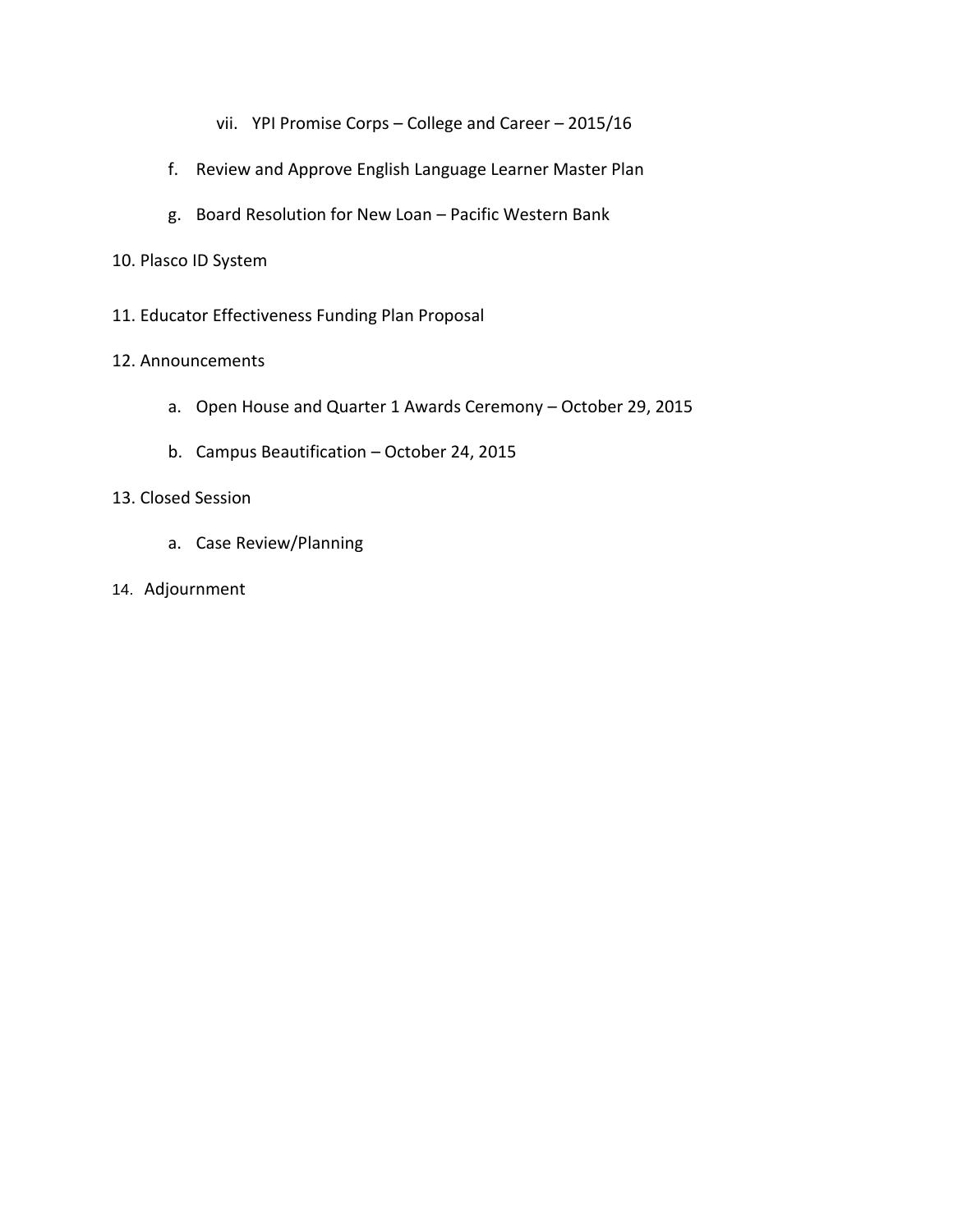vii. YPI Promise Corps – College and Career – 2015/16

f. Review and Approve English Language Learner Master Plan

g. Board Resolution for New Loan – Pacific Western Bank

10. Plasco ID System

11. Educator Effectiveness Funding Plan Proposal

12. Announcements

    a. Open House and Quarter 1 Awards Ceremony – October 29, 2015

    b. Campus Beautification – October 24, 2015

13. Closed Session

    a. Case Review/Planning

14. Adjournment